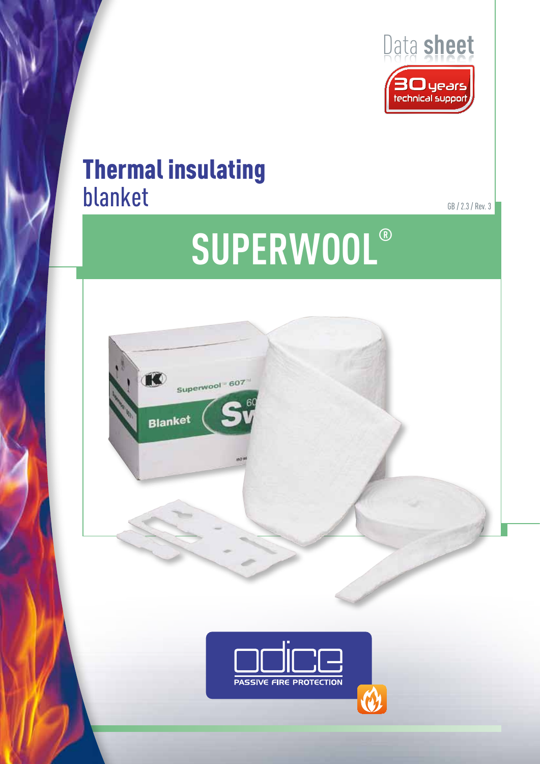Data **sheet**

30 years technical support

# Thermal insulating blanket

GB / 2.3 / Rev. 3

# SUPERWOOL®

odice

PASSIVE FIRE PROTECTION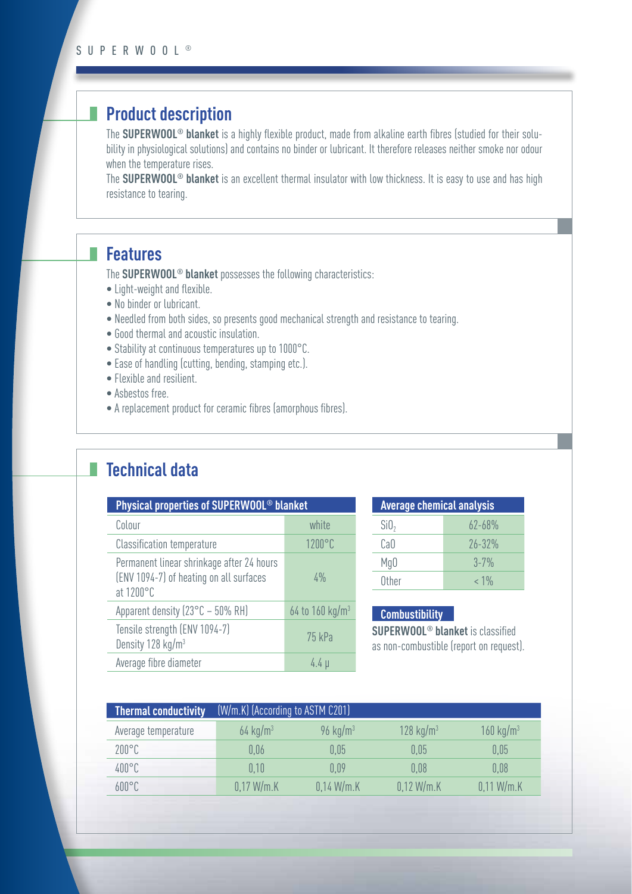## Product description

The **SUPERWOOL® blanket** is a highly flexible product, made from alkaline earth fibres (studied for their solubility in physiological solutions) and contains no binder or lubricant. It therefore releases neither smoke nor odour when the temperature rises.

The **SUPERWOOL® blanket** is an excellent thermal insulator with low thickness. It is easy to use and has high resistance to tearing.

## Features

The **SUPERWOOL® blanket** possesses the following characteristics:

- Light-weight and flexible.
- No binder or lubricant.
- Needled from both sides, so presents good mechanical strength and resistance to tearing.
- Good thermal and acoustic insulation.
- Stability at continuous temperatures up to 1000°C.
- Ease of handling (cutting, bending, stamping etc.).
- Flexible and resilient.
- Asbestos free.
- A replacement product for ceramic fibres (amorphous fibres).

## Technical data

| Physical properties of SUPERWOOL® blanket | |
|---|---|
| Colour | white |
| Classification temperature | 1200°C |
| Permanent linear shrinkage after 24 hours (ENV 1094-7) of heating on all surfaces at 1200°C | 4% |
| Apparent density (23°C – 50% RH) | 64 to 160 kg/m³ |
| Tensile strength (ENV 1094-7) Density 128 kg/m³ | 75 kPa |
| Average fibre diameter | 4.4 µ |

| Average chemical analysis | |
|---|---|
| $SiO_2$ | 62-68% |
| CaO | 26-32% |
| MgO | 3-7% |
| Other | < 1% |

**Combustibility**

**SUPERWOOL® blanket** is classified as non-combustible (report on request).

| Thermal conductivity (W/m.K) (According to ASTM C201) | | | | |
|---|---|---|---|---|
| Average temperature | 64 kg/m³ | 96 kg/m³ | 128 kg/m³ | 160 kg/m³ |
| 200°C | 0,06 | 0,05 | 0,05 | 0,05 |
| 400°C | 0,10 | 0,09 | 0,08 | 0,08 |
| 600°C | 0,17 W/m.K | 0,14 W/m.K | 0,12 W/m.K | 0,11 W/m.K |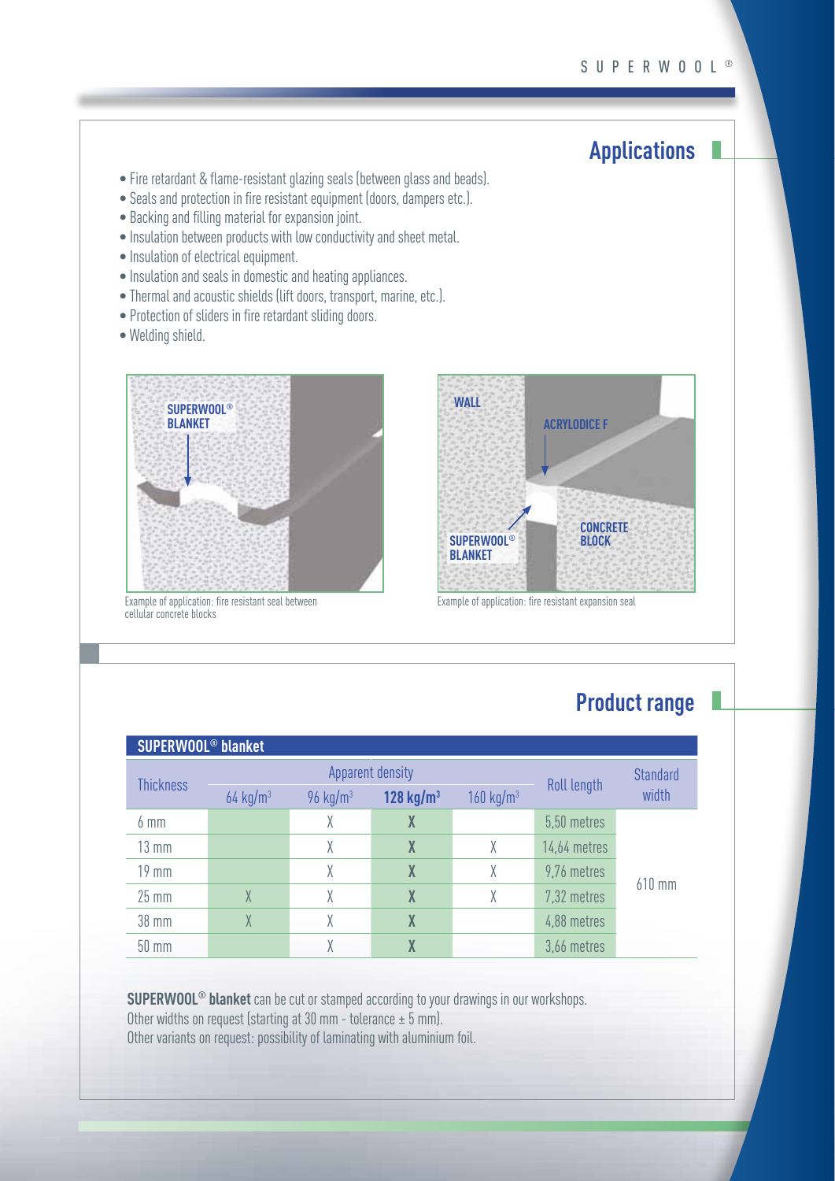## Applications

- Fire retardant & flame-resistant glazing seals (between glass and beads).
- Seals and protection in fire resistant equipment (doors, dampers etc.).
- Backing and filling material for expansion joint.
- Insulation between products with low conductivity and sheet metal.
- Insulation of electrical equipment.
- Insulation and seals in domestic and heating appliances.
- Thermal and acoustic shields (lift doors, transport, marine, etc.).
- Protection of sliders in fire retardant sliding doors.
- Welding shield.

SUPERWOOL® BLANKET

Example of application: fire resistant seal between cellular concrete blocks

WALL
ACRYLODICE F
SUPERWOOL® BLANKET
CONCRETE BLOCK

Example of application: fire resistant expansion seal

## Product range

**SUPERWOOL® blanket**

| Thickness | Apparent density | | | | Roll length | Standard width |
|---|---|---|---|---|---|---|
| | 64 kg/m³ | 96 kg/m³ | **128 kg/m³** | 160 kg/m³ | | |
| 6 mm | | X | **X** | | 5,50 metres | 610 mm |
| 13 mm | | X | **X** | X | 14,64 metres | |
| 19 mm | | X | **X** | X | 9,76 metres | |
| 25 mm | X | X | **X** | X | 7,32 metres | |
| 38 mm | X | X | **X** | | 4,88 metres | |
| 50 mm | | X | **X** | | 3,66 metres | |

**SUPERWOOL® blanket** can be cut or stamped according to your drawings in our workshops.
Other widths on request (starting at 30 mm - tolerance ± 5 mm).
Other variants on request: possibility of laminating with aluminium foil.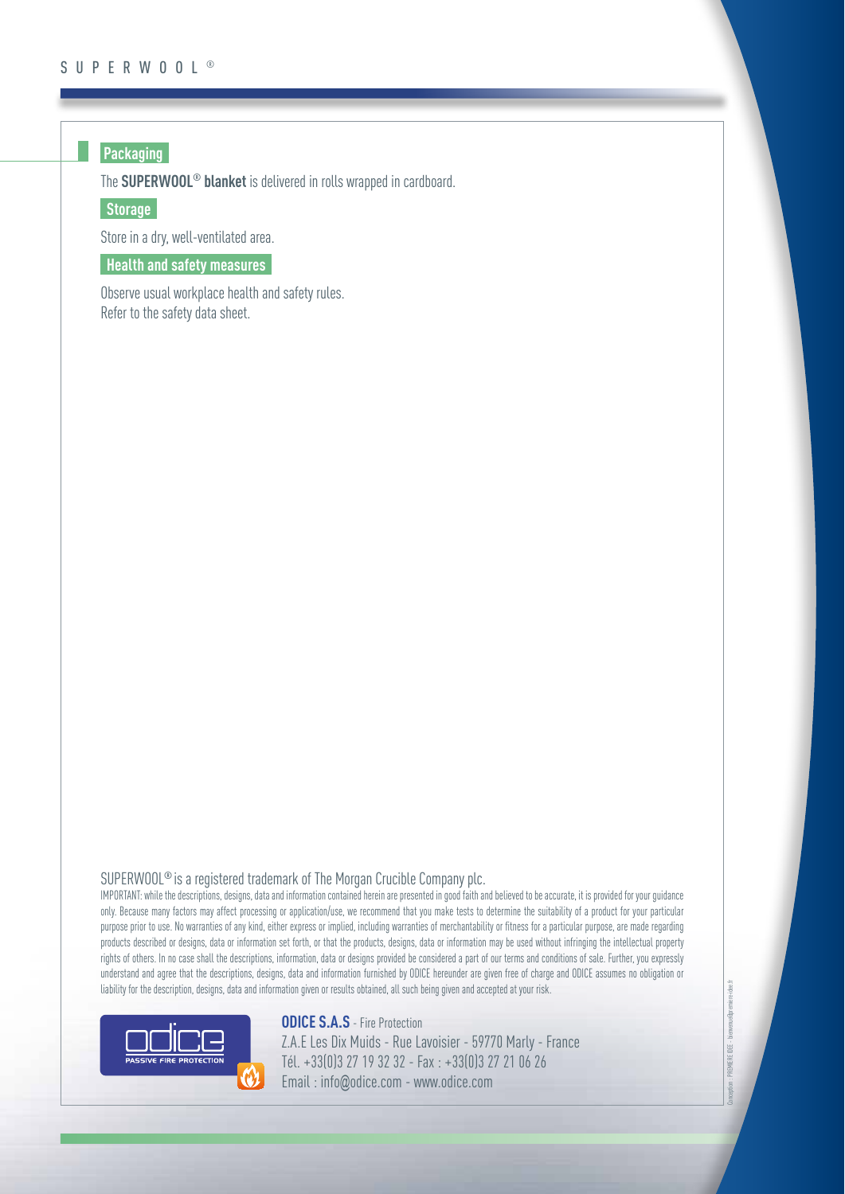## Packaging

The **SUPERWOOL® blanket** is delivered in rolls wrapped in cardboard.

## Storage

Store in a dry, well-ventilated area.

## Health and safety measures

Observe usual workplace health and safety rules.
Refer to the safety data sheet.

SUPERWOOL® is a registered trademark of The Morgan Crucible Company plc.

IMPORTANT: while the descriptions, designs, data and information contained herein are presented in good faith and believed to be accurate, it is provided for your guidance only. Because many factors may affect processing or application/use, we recommend that you make tests to determine the suitability of a product for your particular purpose prior to use. No warranties of any kind, either express or implied, including warranties of merchantability or fitness for a particular purpose, are made regarding products described or designs, data or information set forth, or that the products, designs, data or information may be used without infringing the intellectual property rights of others. In no case shall the descriptions, information, data or designs provided be considered a part of our terms and conditions of sale. Further, you expressly understand and agree that the descriptions, designs, data and information furnished by ODICE hereunder are given free of charge and ODICE assumes no obligation or liability for the description, designs, data and information given or results obtained, all such being given and accepted at your risk.

odice
PASSIVE FIRE PROTECTION

**ODICE S.A.S** - Fire Protection
Z.A.E Les Dix Muids - Rue Lavoisier - 59770 Marly - France
Tél. +33(0)3 27 19 32 32 - Fax : +33(0)3 27 21 06 26
Email : info@odice.com - www.odice.com